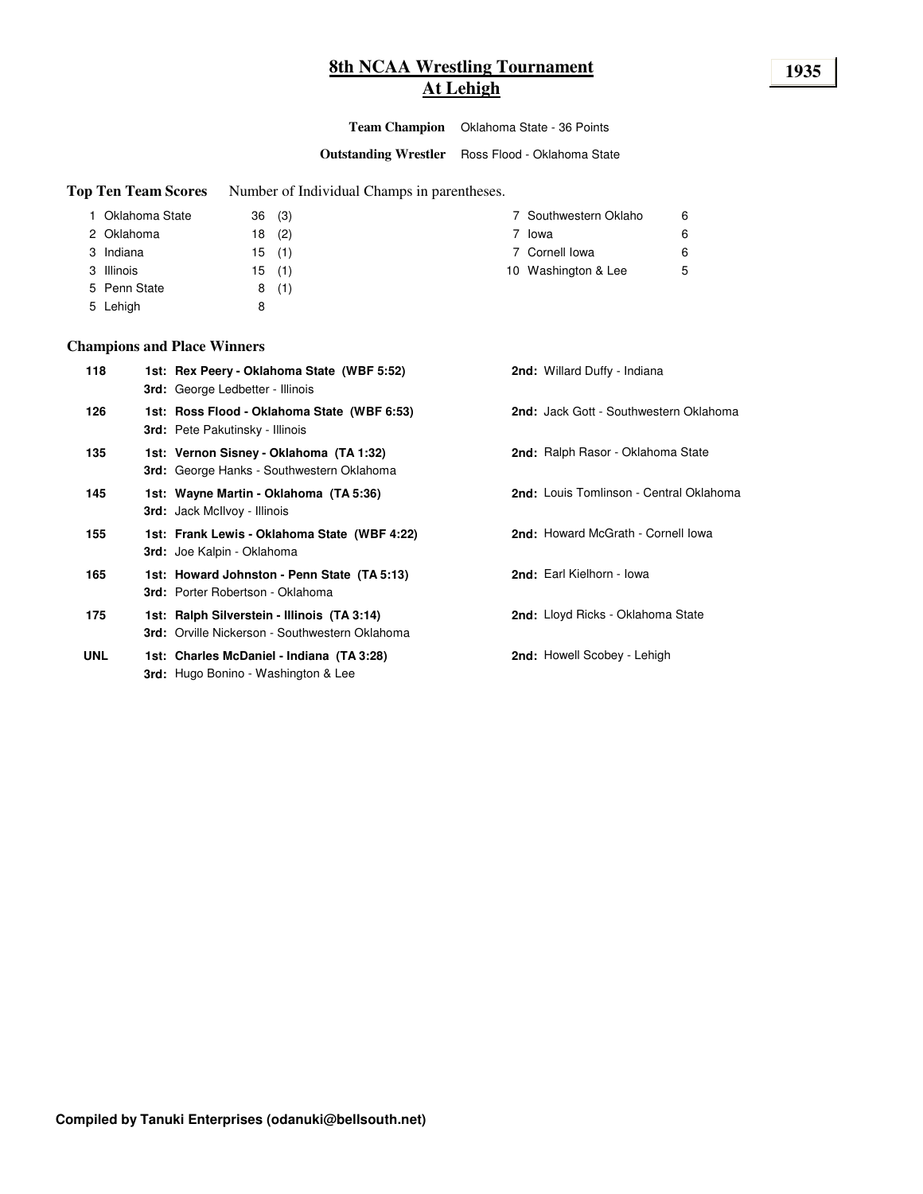# 8th NCAA Wrestling Tournament
## At Lehigh

**1935**

**Team Champion** Oklahoma State - 36 Points

**Outstanding Wrestler** Ross Flood - Oklahoma State

**Top Ten Team Scores** Number of Individual Champs in parentheses.

| Rank | Team | Points | Champs |
|---|---|---|---|
| 1 | Oklahoma State | 36 | (3) |
| 2 | Oklahoma | 18 | (2) |
| 3 | Indiana | 15 | (1) |
| 3 | Illinois | 15 | (1) |
| 5 | Penn State | 8 | (1) |
| 5 | Lehigh | 8 | |
| 7 | Southwestern Oklaho | 6 | |
| 7 | Iowa | 6 | |
| 7 | Cornell Iowa | 6 | |
| 10 | Washington & Lee | 5 | |

**Champions and Place Winners**

| Weight | 1st | 2nd | 3rd |
|---|---|---|---|
| 118 | **Rex Peery - Oklahoma State (WBF 5:52)** | Willard Duffy - Indiana | George Ledbetter - Illinois |
| 126 | **Ross Flood - Oklahoma State (WBF 6:53)** | Jack Gott - Southwestern Oklahoma | Pete Pakutinsky - Illinois |
| 135 | **Vernon Sisney - Oklahoma (TA 1:32)** | Ralph Rasor - Oklahoma State | George Hanks - Southwestern Oklahoma |
| 145 | **Wayne Martin - Oklahoma (TA 5:36)** | Louis Tomlinson - Central Oklahoma | Jack McIlvoy - Illinois |
| 155 | **Frank Lewis - Oklahoma State (WBF 4:22)** | Howard McGrath - Cornell Iowa | Joe Kalpin - Oklahoma |
| 165 | **Howard Johnston - Penn State (TA 5:13)** | Earl Kielhorn - Iowa | Porter Robertson - Oklahoma |
| 175 | **Ralph Silverstein - Illinois (TA 3:14)** | Lloyd Ricks - Oklahoma State | Orville Nickerson - Southwestern Oklahoma |
| UNL | **Charles McDaniel - Indiana (TA 3:28)** | Howell Scobey - Lehigh | Hugo Bonino - Washington & Lee |

**Compiled by Tanuki Enterprises (odanuki@bellsouth.net)**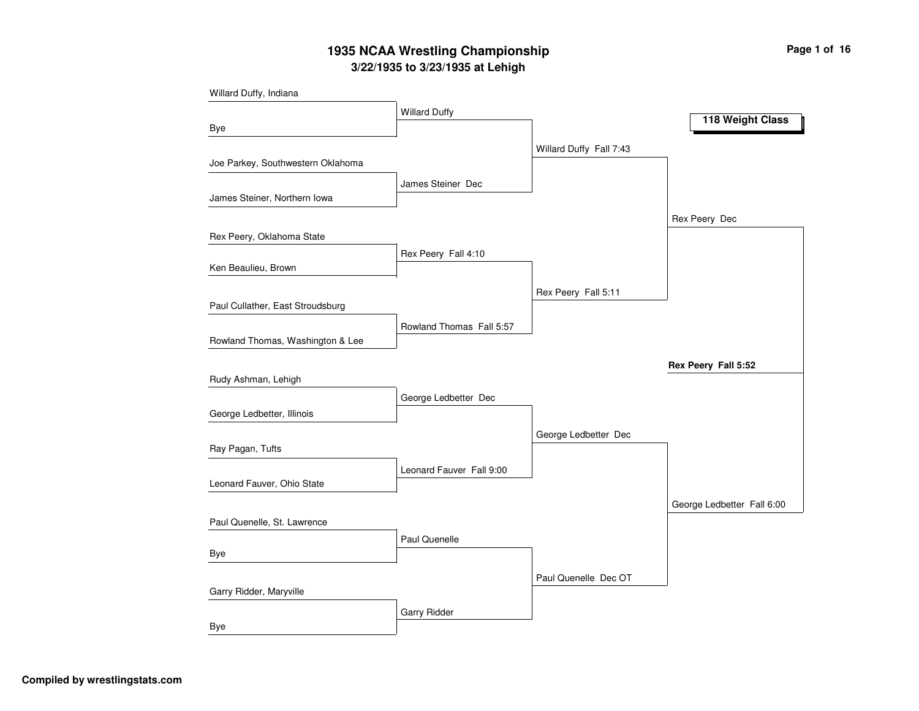# 1935 NCAA Wrestling Championship

## 3/22/1935 to 3/23/1935 at Lehigh

### 118 Weight Class

**First Round**

- Willard Duffy, Indiana vs. Bye — Willard Duffy
- Joe Parkey, Southwestern Oklahoma vs. James Steiner, Northern Iowa — James Steiner Dec
- Rex Peery, Oklahoma State vs. Ken Beaulieu, Brown — Rex Peery Fall 4:10
- Paul Cullather, East Stroudsburg vs. Rowland Thomas, Washington & Lee — Rowland Thomas Fall 5:57
- Rudy Ashman, Lehigh vs. George Ledbetter, Illinois — George Ledbetter Dec
- Ray Pagan, Tufts vs. Leonard Fauver, Ohio State — Leonard Fauver Fall 9:00
- Paul Quenelle, St. Lawrence vs. Bye — Paul Quenelle
- Garry Ridder, Maryville vs. Bye — Garry Ridder

**Quarterfinals**

- Willard Duffy Fall 7:43
- Rex Peery Fall 5:11
- George Ledbetter Dec
- Paul Quenelle Dec OT

**Semifinals**

- Rex Peery Dec
- George Ledbetter Fall 6:00

**Final**

- **Rex Peery Fall 5:52**

Compiled by wrestlingstats.com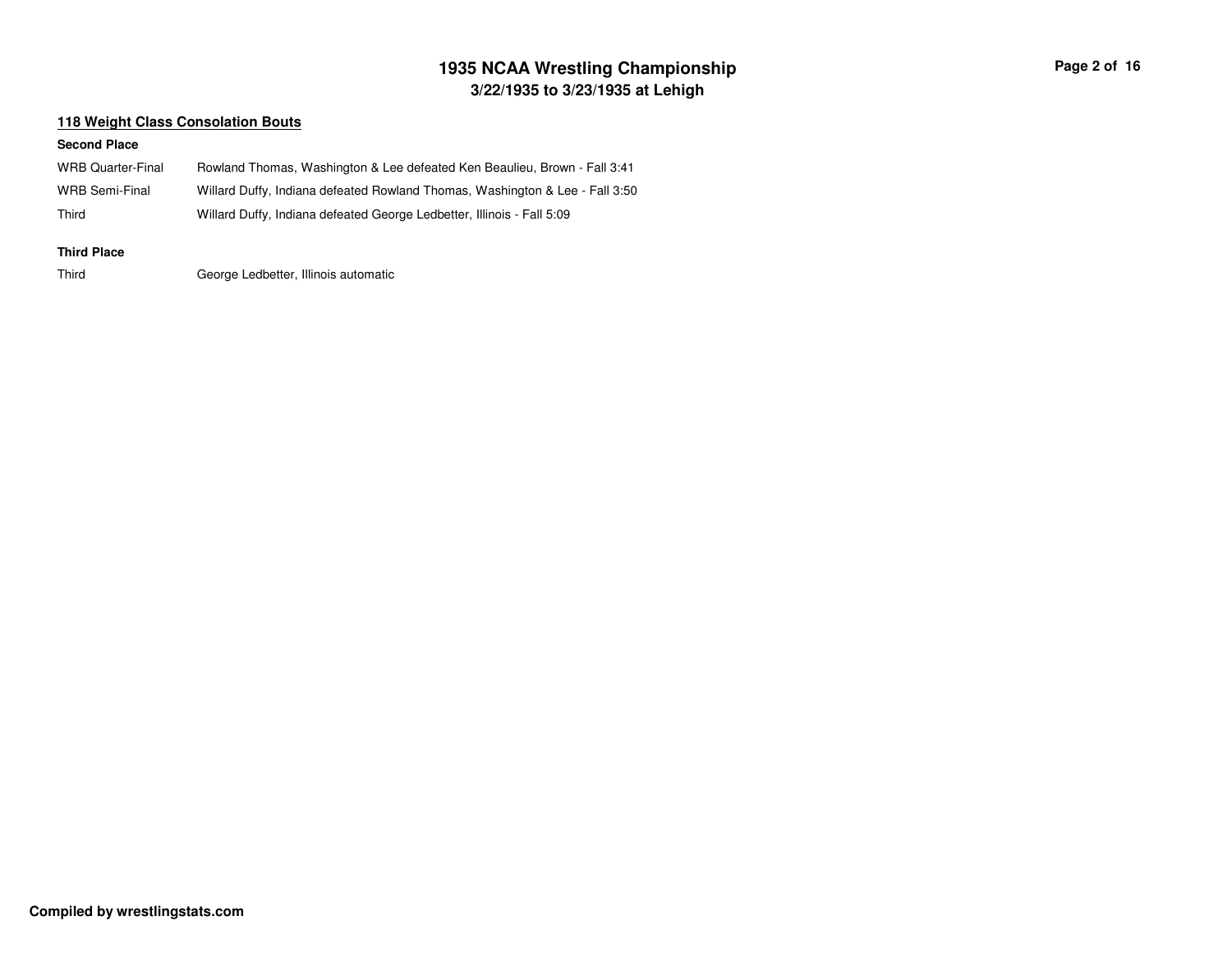## 118 Weight Class Consolation Bouts

**Second Place**

| | |
|---|---|
| WRB Quarter-Final | Rowland Thomas, Washington & Lee defeated Ken Beaulieu, Brown - Fall 3:41 |
| WRB Semi-Final | Willard Duffy, Indiana defeated Rowland Thomas, Washington & Lee - Fall 3:50 |
| Third | Willard Duffy, Indiana defeated George Ledbetter, Illinois - Fall 5:09 |

**Third Place**

| | |
|---|---|
| Third | George Ledbetter, Illinois automatic |

**Compiled by wrestlingstats.com**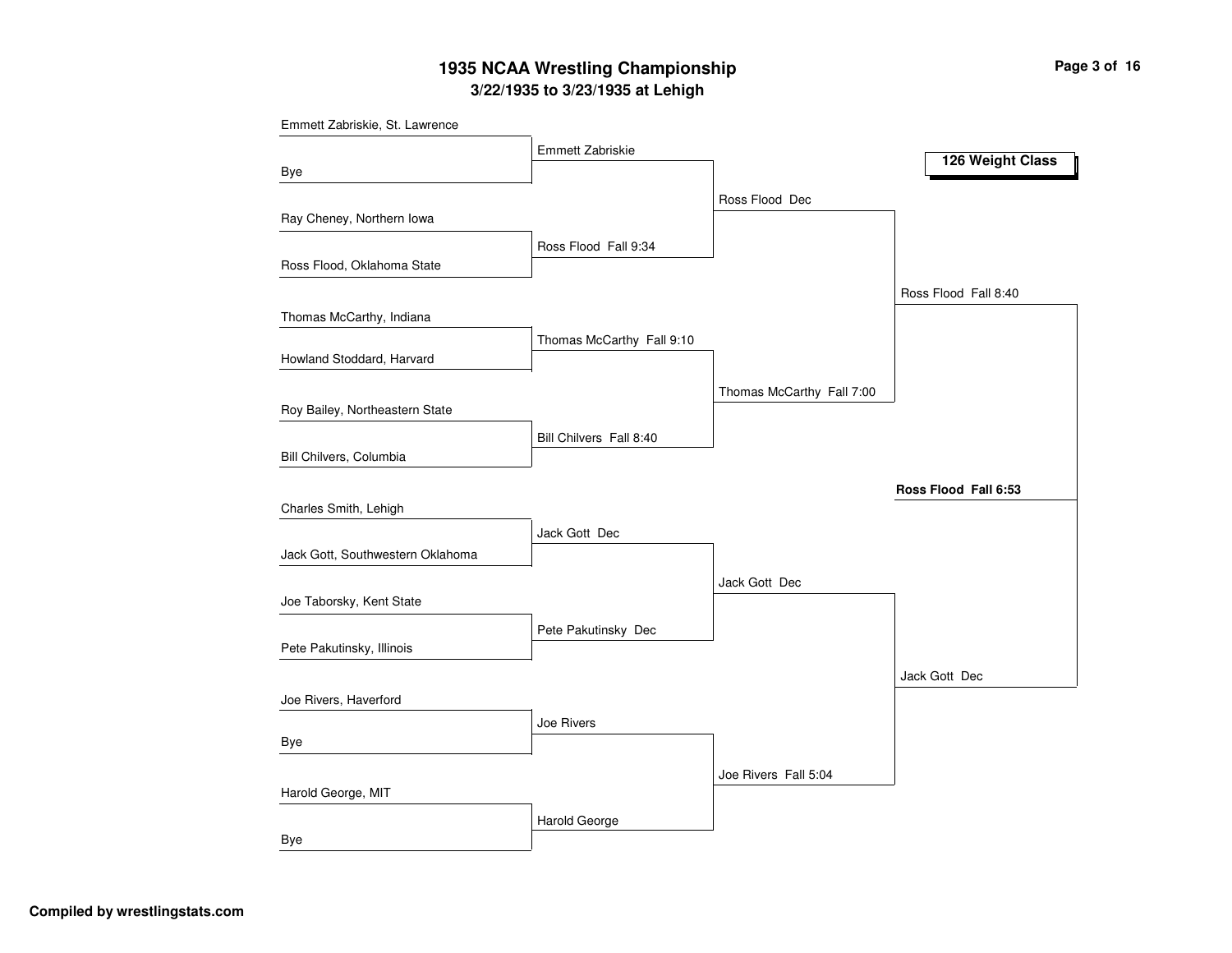# 1935 NCAA Wrestling Championship

## 3/22/1935 to 3/23/1935 at Lehigh

### 126 Weight Class

**First Round**

- Emmett Zabriskie, St. Lawrence vs. Bye — Emmett Zabriskie
- Ray Cheney, Northern Iowa vs. Ross Flood, Oklahoma State — Ross Flood Fall 9:34
- Thomas McCarthy, Indiana vs. Howland Stoddard, Harvard — Thomas McCarthy Fall 9:10
- Roy Bailey, Northeastern State vs. Bill Chilvers, Columbia — Bill Chilvers Fall 8:40
- Charles Smith, Lehigh vs. Jack Gott, Southwestern Oklahoma — Jack Gott Dec
- Joe Taborsky, Kent State vs. Pete Pakutinsky, Illinois — Pete Pakutinsky Dec
- Joe Rivers, Haverford vs. Bye — Joe Rivers
- Harold George, MIT vs. Bye — Harold George

**Quarterfinals**

- Ross Flood Dec
- Thomas McCarthy Fall 7:00
- Jack Gott Dec
- Joe Rivers Fall 5:04

**Semifinals**

- Ross Flood Fall 8:40
- Jack Gott Dec

**Final**

**Ross Flood Fall 6:53**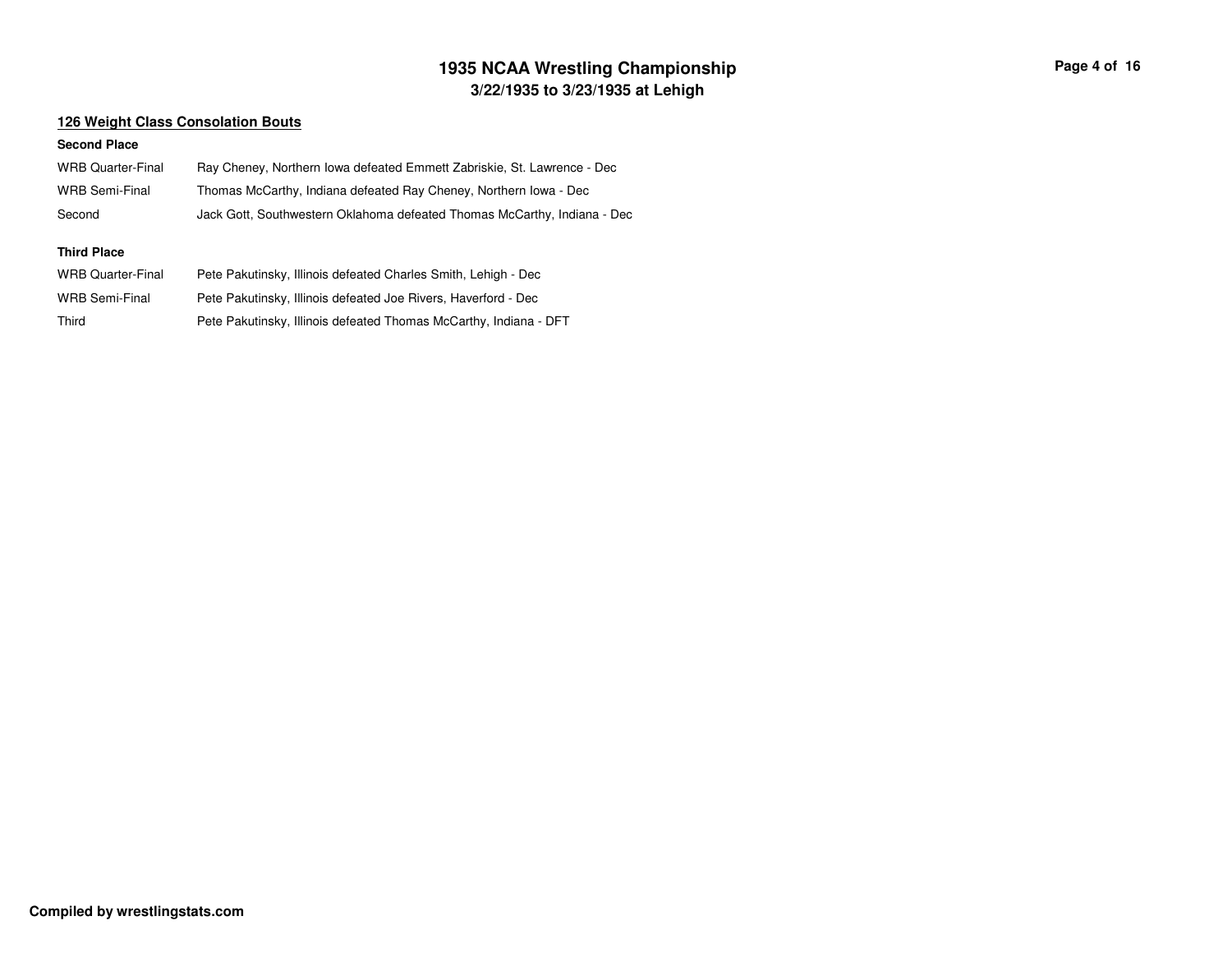## 126 Weight Class Consolation Bouts

### Second Place

| | |
|---|---|
| WRB Quarter-Final | Ray Cheney, Northern Iowa defeated Emmett Zabriskie, St. Lawrence - Dec |
| WRB Semi-Final | Thomas McCarthy, Indiana defeated Ray Cheney, Northern Iowa - Dec |
| Second | Jack Gott, Southwestern Oklahoma defeated Thomas McCarthy, Indiana - Dec |

### Third Place

| | |
|---|---|
| WRB Quarter-Final | Pete Pakutinsky, Illinois defeated Charles Smith, Lehigh - Dec |
| WRB Semi-Final | Pete Pakutinsky, Illinois defeated Joe Rivers, Haverford - Dec |
| Third | Pete Pakutinsky, Illinois defeated Thomas McCarthy, Indiana - DFT |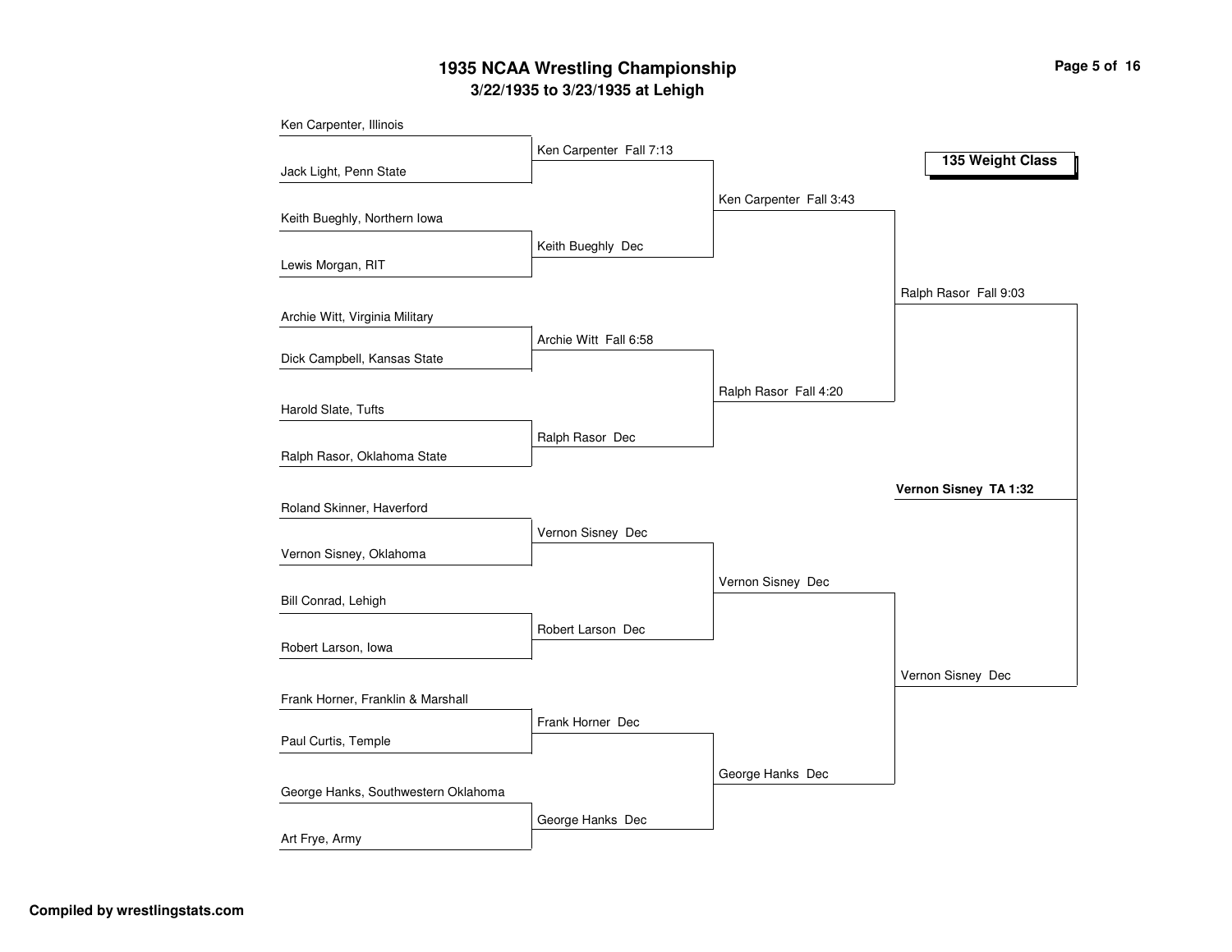# 1935 NCAA Wrestling Championship

## 3/22/1935 to 3/23/1935 at Lehigh

### 135 Weight Class

| First Round | Quarterfinals | Semifinals | Finals | Champion |
|---|---|---|---|---|
| Ken Carpenter, Illinois | Ken Carpenter Fall 7:13 | Ken Carpenter Fall 3:43 | Ralph Rasor Fall 9:03 | **Vernon Sisney TA 1:32** |
| Jack Light, Penn State | | | | |
| Keith Bueghly, Northern Iowa | Keith Bueghly Dec | | | |
| Lewis Morgan, RIT | | | | |
| Archie Witt, Virginia Military | Archie Witt Fall 6:58 | Ralph Rasor Fall 4:20 | | |
| Dick Campbell, Kansas State | | | | |
| Harold Slate, Tufts | Ralph Rasor Dec | | | |
| Ralph Rasor, Oklahoma State | | | | |
| Roland Skinner, Haverford | Vernon Sisney Dec | Vernon Sisney Dec | Vernon Sisney Dec | |
| Vernon Sisney, Oklahoma | | | | |
| Bill Conrad, Lehigh | Robert Larson Dec | | | |
| Robert Larson, Iowa | | | | |
| Frank Horner, Franklin & Marshall | Frank Horner Dec | George Hanks Dec | | |
| Paul Curtis, Temple | | | | |
| George Hanks, Southwestern Oklahoma | George Hanks Dec | | | |
| Art Frye, Army | | | | |

Compiled by wrestlingstats.com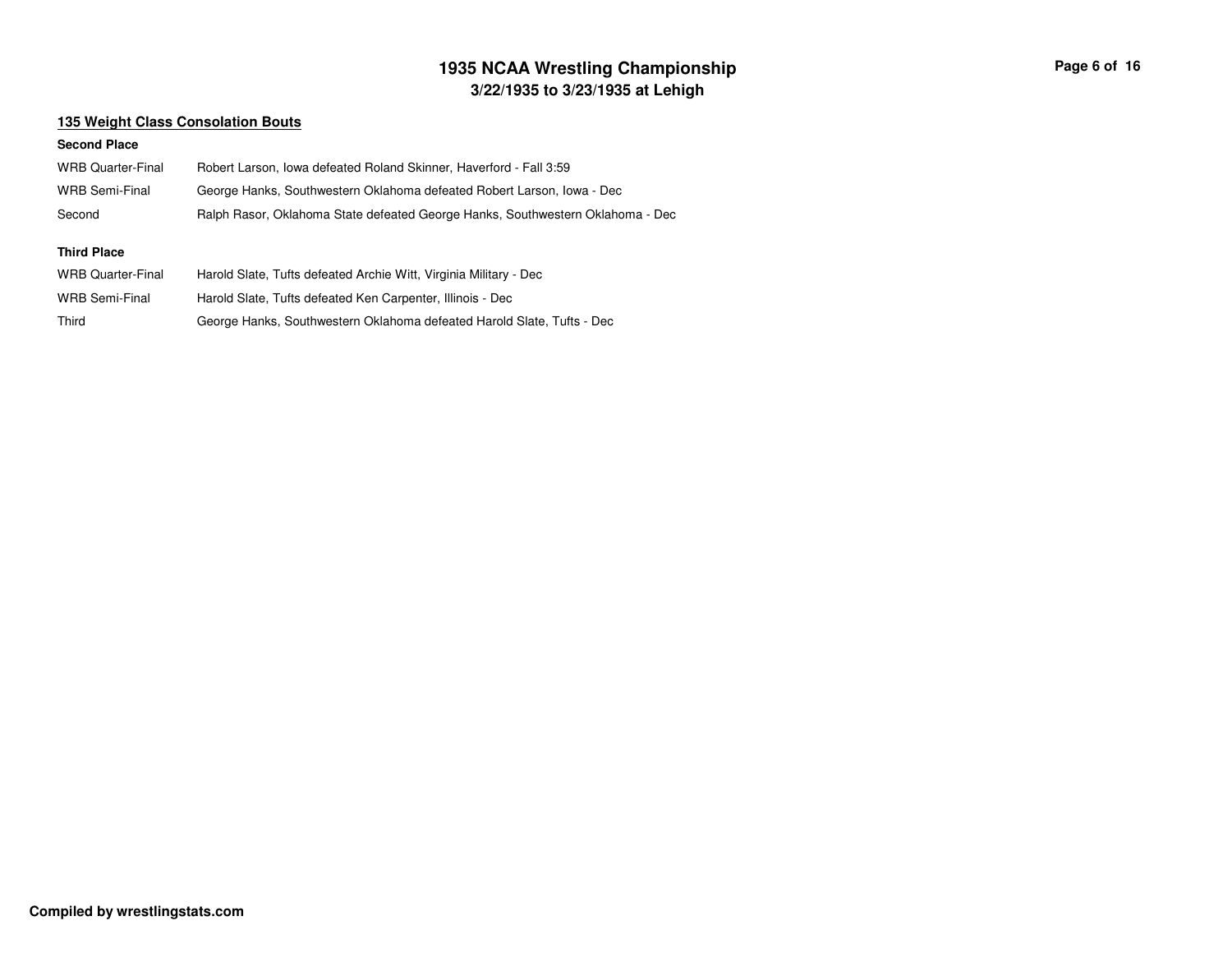## 135 Weight Class Consolation Bouts

### Second Place

| | |
|---|---|
| WRB Quarter-Final | Robert Larson, Iowa defeated Roland Skinner, Haverford - Fall 3:59 |
| WRB Semi-Final | George Hanks, Southwestern Oklahoma defeated Robert Larson, Iowa - Dec |
| Second | Ralph Rasor, Oklahoma State defeated George Hanks, Southwestern Oklahoma - Dec |

### Third Place

| | |
|---|---|
| WRB Quarter-Final | Harold Slate, Tufts defeated Archie Witt, Virginia Military - Dec |
| WRB Semi-Final | Harold Slate, Tufts defeated Ken Carpenter, Illinois - Dec |
| Third | George Hanks, Southwestern Oklahoma defeated Harold Slate, Tufts - Dec |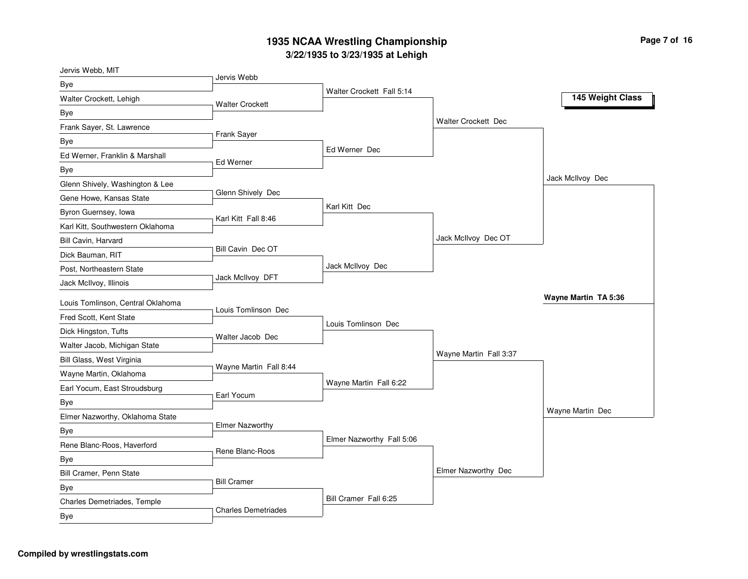# 1935 NCAA Wrestling Championship

**3/22/1935 to 3/23/1935 at Lehigh**

**145 Weight Class**

## First Round

- Jervis Webb, MIT vs. Bye — Jervis Webb
- Walter Crockett, Lehigh vs. Bye — Walter Crockett
- Frank Sayer, St. Lawrence vs. Bye — Frank Sayer
- Ed Werner, Franklin & Marshall vs. Bye — Ed Werner
- Glenn Shively, Washington & Lee vs. Gene Howe, Kansas State — Glenn Shively Dec
- Byron Guernsey, Iowa vs. Karl Kitt, Southwestern Oklahoma — Karl Kitt Fall 8:46
- Bill Cavin, Harvard vs. Dick Bauman, RIT — Bill Cavin Dec OT
- Post, Northeastern State vs. Jack McIlvoy, Illinois — Jack McIlvoy DFT
- Louis Tomlinson, Central Oklahoma vs. Fred Scott, Kent State — Louis Tomlinson Dec
- Dick Hingston, Tufts vs. Walter Jacob, Michigan State — Walter Jacob Dec
- Bill Glass, West Virginia vs. Wayne Martin, Oklahoma — Wayne Martin Fall 8:44
- Earl Yocum, East Stroudsburg vs. Bye — Earl Yocum
- Elmer Nazworthy, Oklahoma State vs. Bye — Elmer Nazworthy
- Rene Blanc-Roos, Haverford vs. Bye — Rene Blanc-Roos
- Bill Cramer, Penn State vs. Bye — Bill Cramer
- Charles Demetriades, Temple vs. Bye — Charles Demetriades

## Second Round

- Walter Crockett Fall 5:14
- Ed Werner Dec
- Karl Kitt Dec
- Jack McIlvoy Dec
- Louis Tomlinson Dec
- Wayne Martin Fall 6:22
- Elmer Nazworthy Fall 5:06
- Bill Cramer Fall 6:25

## Quarterfinals

- Walter Crockett Dec
- Jack McIlvoy Dec OT
- Wayne Martin Fall 3:37
- Elmer Nazworthy Dec

## Semifinals

- Jack McIlvoy Dec
- Wayne Martin Dec

## Final

**Wayne Martin TA 5:36**

**Compiled by wrestlingstats.com**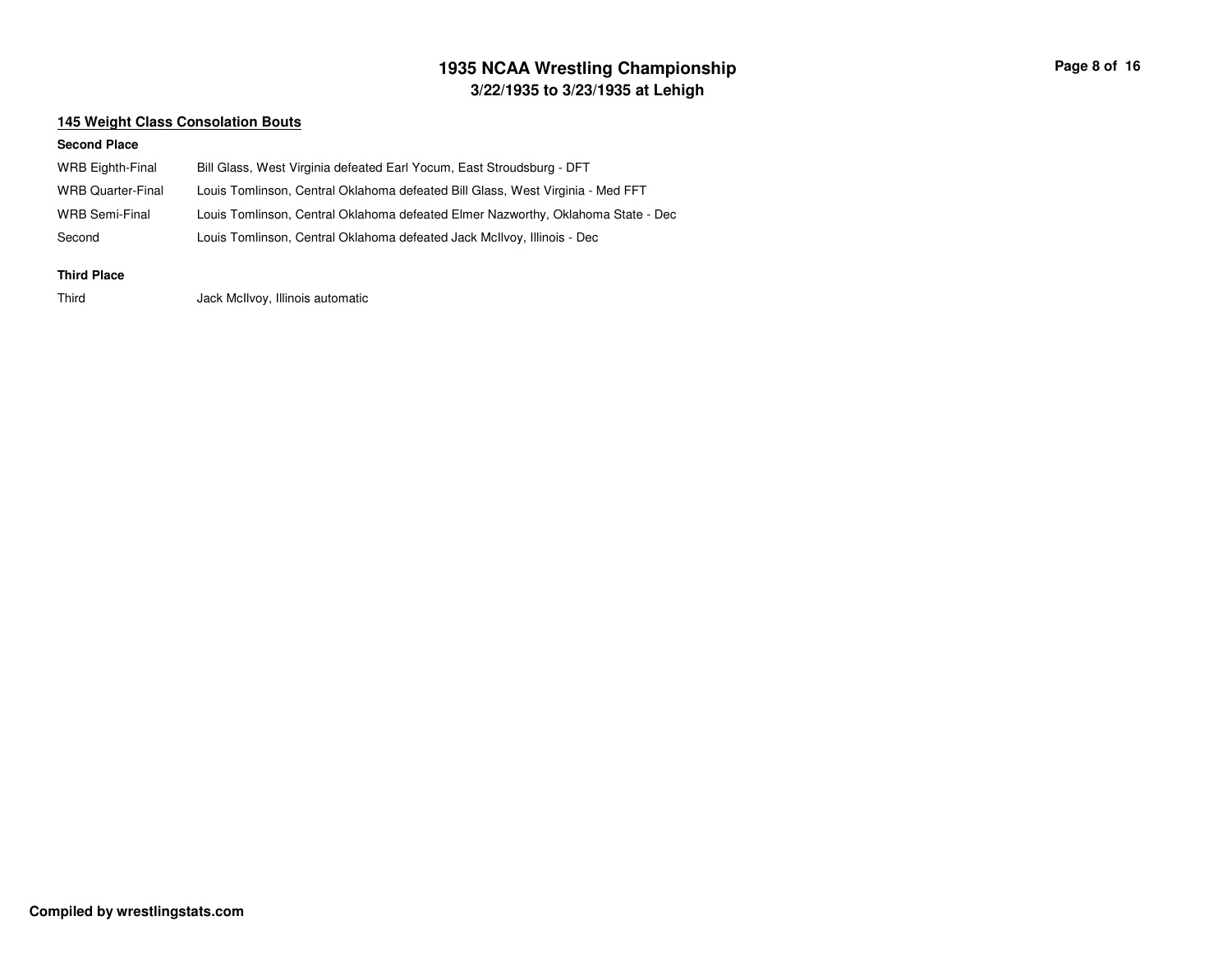## 145 Weight Class Consolation Bouts

### Second Place

| | |
|---|---|
| WRB Eighth-Final | Bill Glass, West Virginia defeated Earl Yocum, East Stroudsburg - DFT |
| WRB Quarter-Final | Louis Tomlinson, Central Oklahoma defeated Bill Glass, West Virginia - Med FFT |
| WRB Semi-Final | Louis Tomlinson, Central Oklahoma defeated Elmer Nazworthy, Oklahoma State - Dec |
| Second | Louis Tomlinson, Central Oklahoma defeated Jack McIlvoy, Illinois - Dec |

### Third Place

| | |
|---|---|
| Third | Jack McIlvoy, Illinois automatic |

**Compiled by wrestlingstats.com**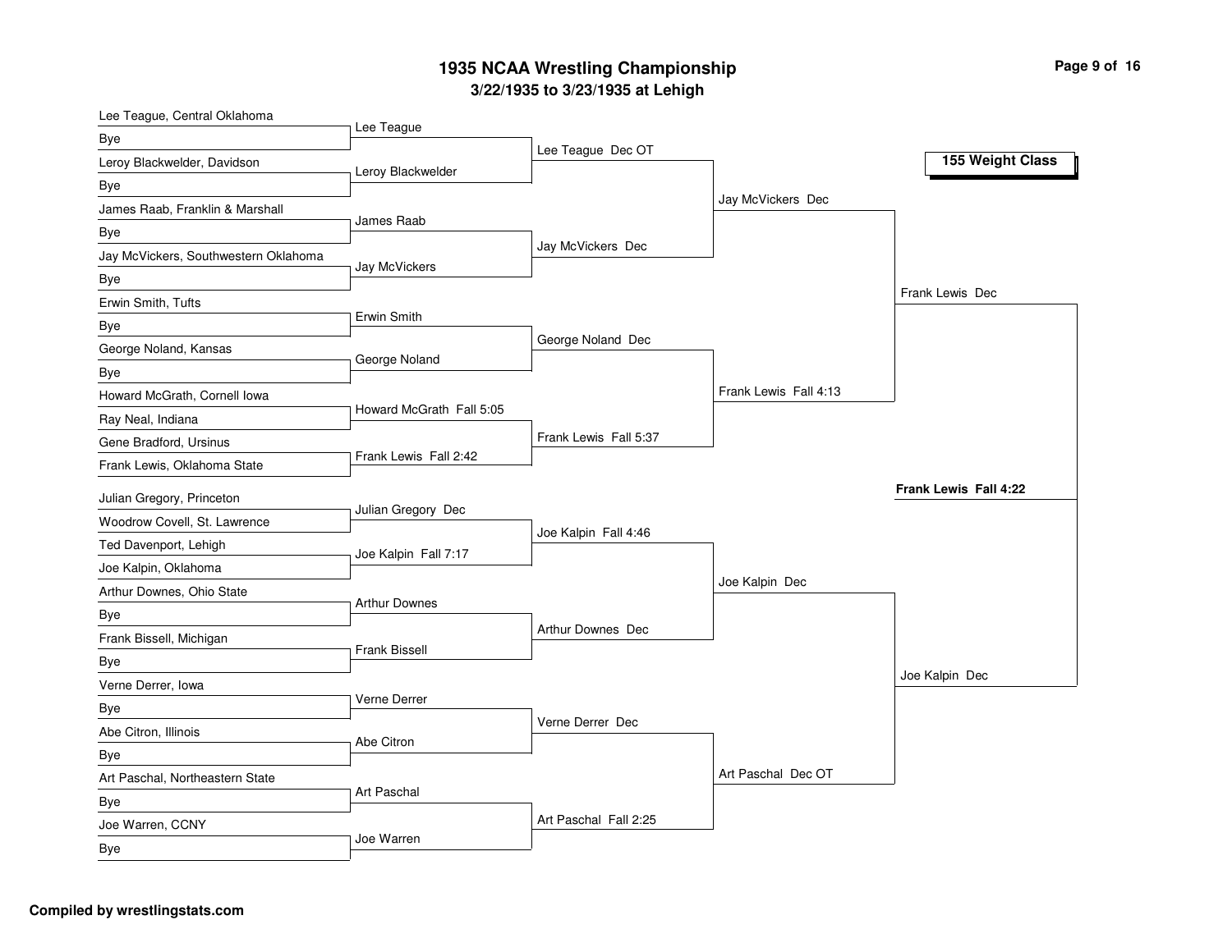# 1935 NCAA Wrestling Championship

## 3/22/1935 to 3/23/1935 at Lehigh

### 155 Weight Class

**First Round**

- Lee Teague, Central Oklahoma vs. Bye — Lee Teague
- Leroy Blackwelder, Davidson vs. Bye — Leroy Blackwelder
- James Raab, Franklin & Marshall vs. Bye — James Raab
- Jay McVickers, Southwestern Oklahoma vs. Bye — Jay McVickers
- Erwin Smith, Tufts vs. Bye — Erwin Smith
- George Noland, Kansas vs. Bye — George Noland
- Howard McGrath, Cornell Iowa vs. Ray Neal, Indiana — Howard McGrath Fall 5:05
- Gene Bradford, Ursinus vs. Frank Lewis, Oklahoma State — Frank Lewis Fall 2:42
- Julian Gregory, Princeton vs. Woodrow Covell, St. Lawrence — Julian Gregory Dec
- Ted Davenport, Lehigh vs. Joe Kalpin, Oklahoma — Joe Kalpin Fall 7:17
- Arthur Downes, Ohio State vs. Bye — Arthur Downes
- Frank Bissell, Michigan vs. Bye — Frank Bissell
- Verne Derrer, Iowa vs. Bye — Verne Derrer
- Abe Citron, Illinois vs. Bye — Abe Citron
- Art Paschal, Northeastern State vs. Bye — Art Paschal
- Joe Warren, CCNY vs. Bye — Joe Warren

**Second Round**

- Lee Teague Dec OT
- Jay McVickers Dec
- George Noland Dec
- Frank Lewis Fall 5:37
- Joe Kalpin Fall 4:46
- Arthur Downes Dec
- Verne Derrer Dec
- Art Paschal Fall 2:25

**Quarterfinals**

- Jay McVickers Dec
- Frank Lewis Fall 4:13
- Joe Kalpin Dec
- Art Paschal Dec OT

**Semifinals**

- Frank Lewis Dec
- Joe Kalpin Dec

**Final**

- **Frank Lewis Fall 4:22**

**Compiled by wrestlingstats.com**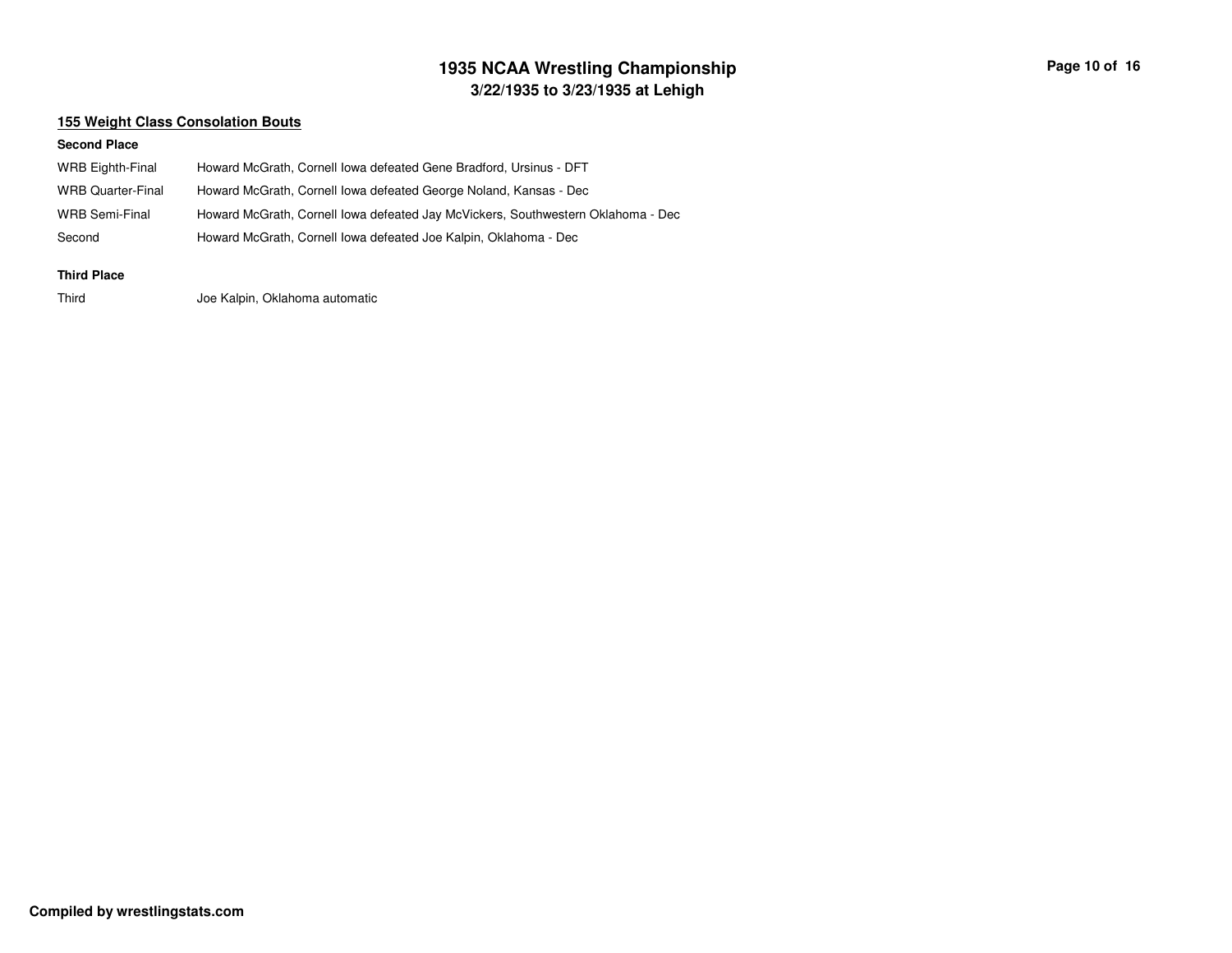# 1935 NCAA Wrestling Championship

## 3/22/1935 to 3/23/1935 at Lehigh

### 155 Weight Class Consolation Bouts

**Second Place**

| | |
|---|---|
| WRB Eighth-Final | Howard McGrath, Cornell Iowa defeated Gene Bradford, Ursinus - DFT |
| WRB Quarter-Final | Howard McGrath, Cornell Iowa defeated George Noland, Kansas - Dec |
| WRB Semi-Final | Howard McGrath, Cornell Iowa defeated Jay McVickers, Southwestern Oklahoma - Dec |
| Second | Howard McGrath, Cornell Iowa defeated Joe Kalpin, Oklahoma - Dec |

**Third Place**

| | |
|---|---|
| Third | Joe Kalpin, Oklahoma automatic |

**Compiled by wrestlingstats.com**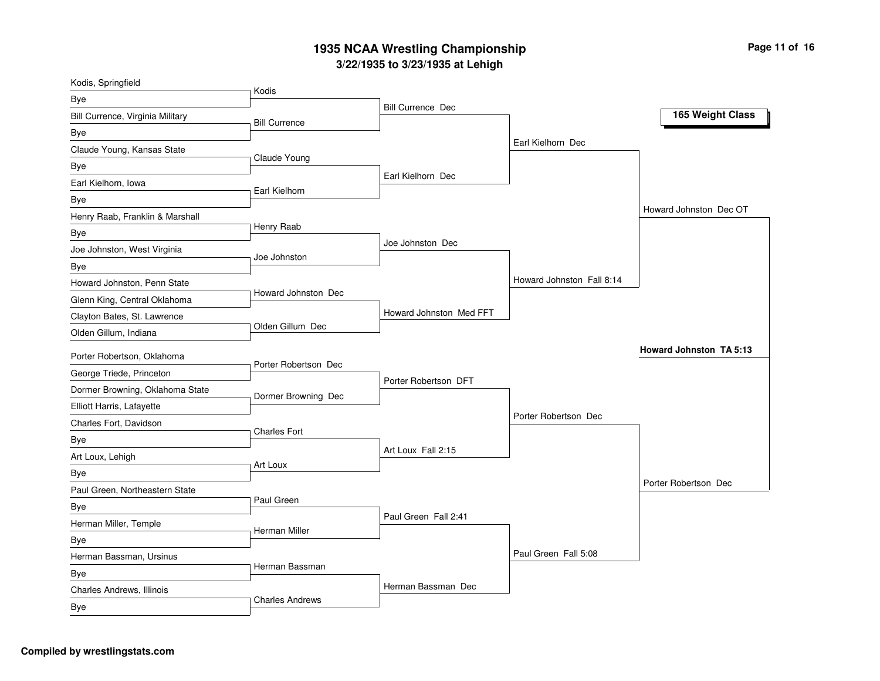# 1935 NCAA Wrestling Championship

**3/22/1935 to 3/23/1935 at Lehigh**

**165 Weight Class**

## First Round

| Wrestler | Opponent | Winner |
|---|---|---|
| Kodis, Springfield | Bye | Kodis |
| Bill Currence, Virginia Military | Bye | Bill Currence |
| Claude Young, Kansas State | Bye | Claude Young |
| Earl Kielhorn, Iowa | Bye | Earl Kielhorn |
| Henry Raab, Franklin & Marshall | Bye | Henry Raab |
| Joe Johnston, West Virginia | Bye | Joe Johnston |
| Howard Johnston, Penn State | Glenn King, Central Oklahoma | Howard Johnston Dec |
| Clayton Bates, St. Lawrence | Olden Gillum, Indiana | Olden Gillum Dec |
| Porter Robertson, Oklahoma | George Triede, Princeton | Porter Robertson Dec |
| Dormer Browning, Oklahoma State | Elliott Harris, Lafayette | Dormer Browning Dec |
| Charles Fort, Davidson | Bye | Charles Fort |
| Art Loux, Lehigh | Bye | Art Loux |
| Paul Green, Northeastern State | Bye | Paul Green |
| Herman Miller, Temple | Bye | Herman Miller |
| Herman Bassman, Ursinus | Bye | Herman Bassman |
| Charles Andrews, Illinois | Bye | Charles Andrews |

## Second Round

- Bill Currence Dec
- Earl Kielhorn Dec
- Joe Johnston Dec
- Howard Johnston Med FFT
- Porter Robertson DFT
- Art Loux Fall 2:15
- Paul Green Fall 2:41
- Herman Bassman Dec

## Quarterfinals

- Earl Kielhorn Dec
- Howard Johnston Fall 8:14
- Porter Robertson Dec
- Paul Green Fall 5:08

## Semifinals

- Howard Johnston Dec OT
- Porter Robertson Dec

## Champion

**Howard Johnston TA 5:13**

**Compiled by wrestlingstats.com**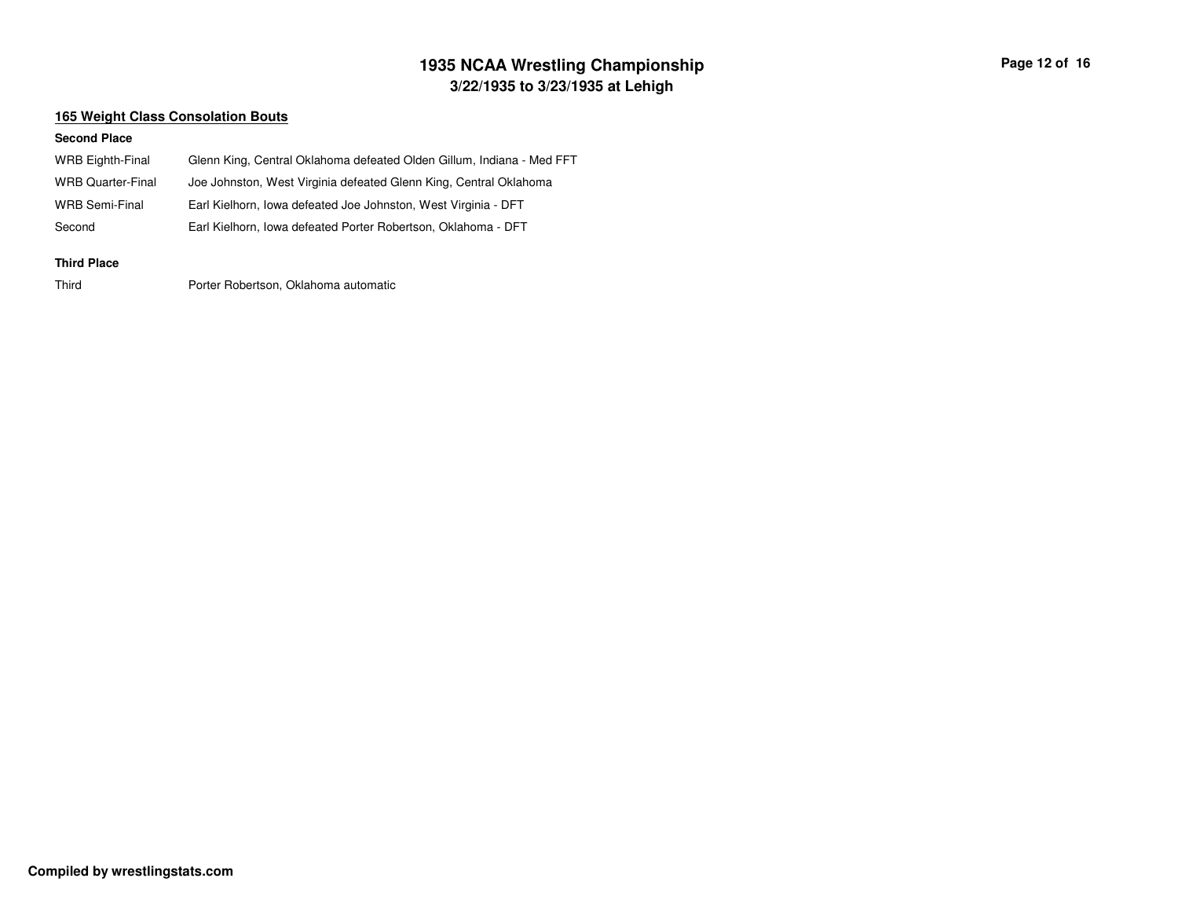## 165 Weight Class Consolation Bouts

**Second Place**

| | |
|---|---|
| WRB Eighth-Final | Glenn King, Central Oklahoma defeated Olden Gillum, Indiana - Med FFT |
| WRB Quarter-Final | Joe Johnston, West Virginia defeated Glenn King, Central Oklahoma |
| WRB Semi-Final | Earl Kielhorn, Iowa defeated Joe Johnston, West Virginia - DFT |
| Second | Earl Kielhorn, Iowa defeated Porter Robertson, Oklahoma - DFT |

**Third Place**

| | |
|---|---|
| Third | Porter Robertson, Oklahoma automatic |

**Compiled by wrestlingstats.com**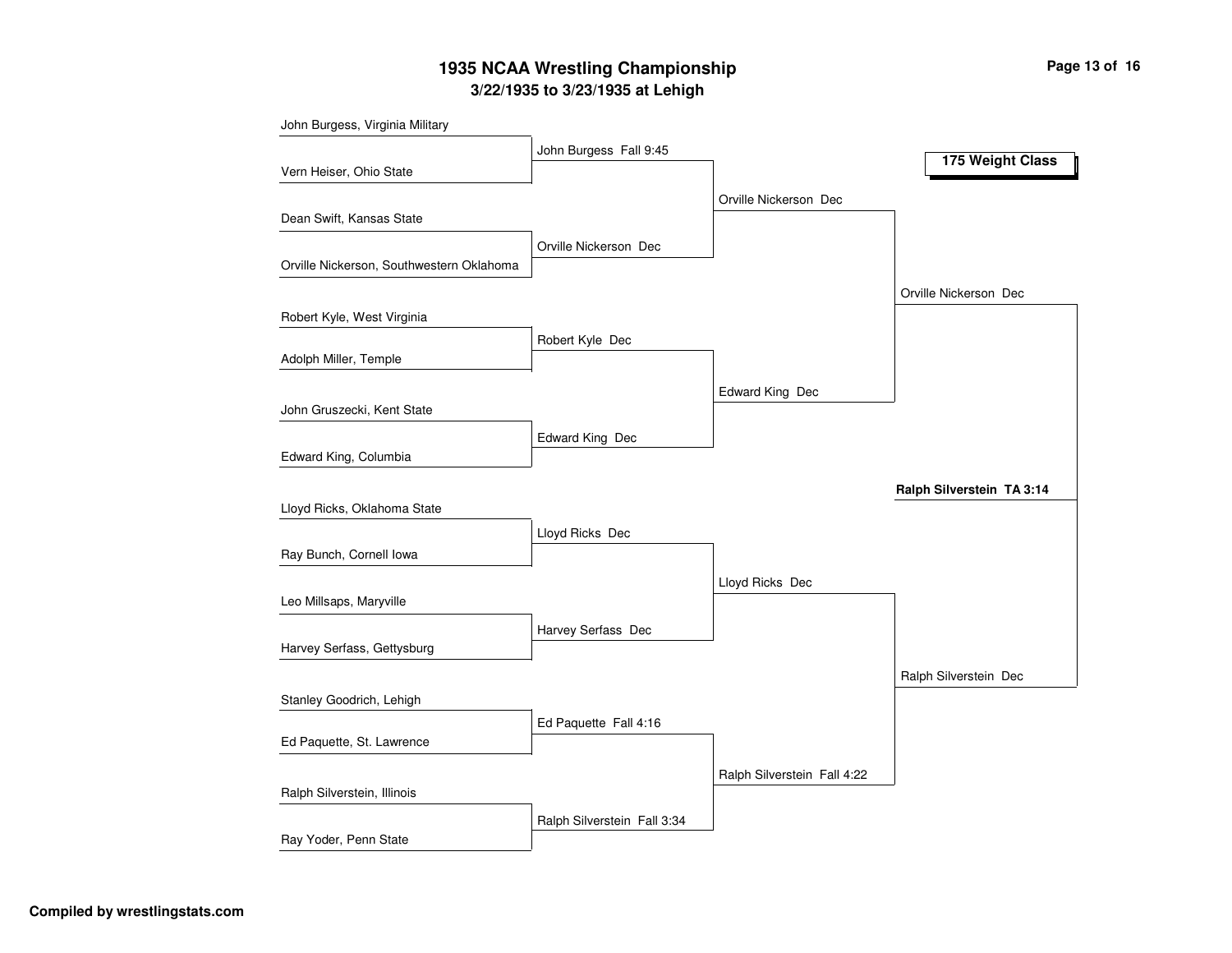# 1935 NCAA Wrestling Championship

## 3/22/1935 to 3/23/1935 at Lehigh

### 175 Weight Class

**First Round**

- John Burgess, Virginia Military vs. Vern Heiser, Ohio State — John Burgess Fall 9:45
- Dean Swift, Kansas State vs. Orville Nickerson, Southwestern Oklahoma — Orville Nickerson Dec
- Robert Kyle, West Virginia vs. Adolph Miller, Temple — Robert Kyle Dec
- John Gruszecki, Kent State vs. Edward King, Columbia — Edward King Dec
- Lloyd Ricks, Oklahoma State vs. Ray Bunch, Cornell Iowa — Lloyd Ricks Dec
- Leo Millsaps, Maryville vs. Harvey Serfass, Gettysburg — Harvey Serfass Dec
- Stanley Goodrich, Lehigh vs. Ed Paquette, St. Lawrence — Ed Paquette Fall 4:16
- Ralph Silverstein, Illinois vs. Ray Yoder, Penn State — Ralph Silverstein Fall 3:34

**Quarterfinals**

- John Burgess vs. Orville Nickerson — Orville Nickerson Dec
- Robert Kyle vs. Edward King — Edward King Dec
- Lloyd Ricks vs. Harvey Serfass — Lloyd Ricks Dec
- Ed Paquette vs. Ralph Silverstein — Ralph Silverstein Fall 4:22

**Semifinals**

- Orville Nickerson vs. Edward King — Orville Nickerson Dec
- Lloyd Ricks vs. Ralph Silverstein — Ralph Silverstein Dec

**Final**

- Orville Nickerson vs. Ralph Silverstein — **Ralph Silverstein TA 3:14**

**Compiled by wrestlingstats.com**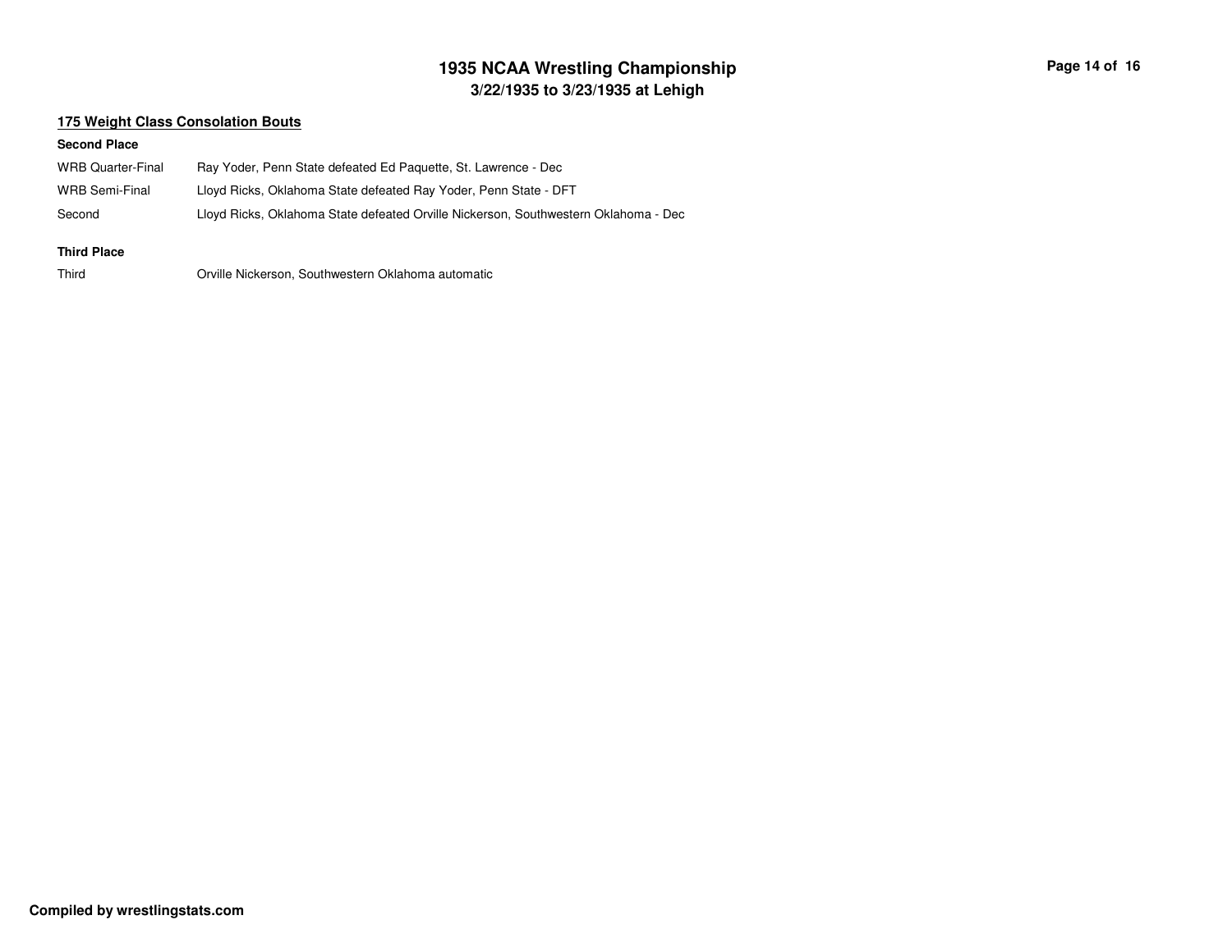## 175 Weight Class Consolation Bouts

**Second Place**

| | |
|---|---|
| WRB Quarter-Final | Ray Yoder, Penn State defeated Ed Paquette, St. Lawrence - Dec |
| WRB Semi-Final | Lloyd Ricks, Oklahoma State defeated Ray Yoder, Penn State - DFT |
| Second | Lloyd Ricks, Oklahoma State defeated Orville Nickerson, Southwestern Oklahoma - Dec |

**Third Place**

| | |
|---|---|
| Third | Orville Nickerson, Southwestern Oklahoma automatic |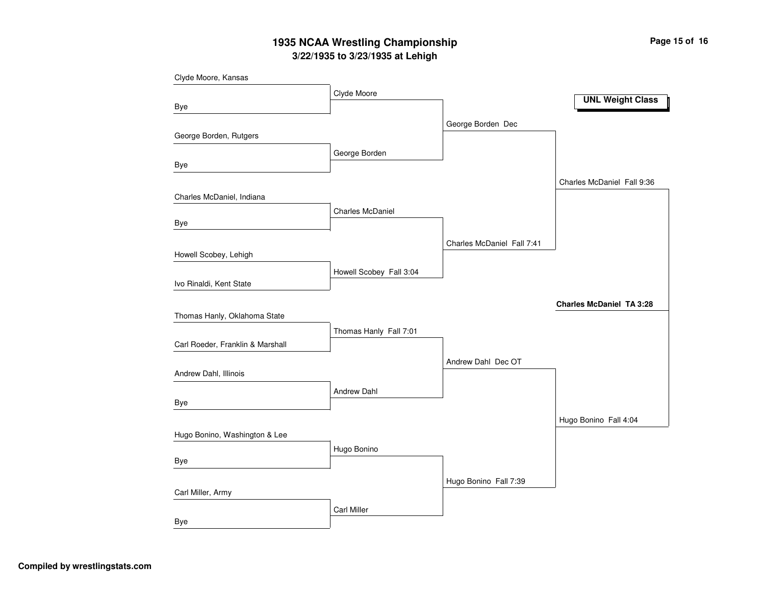# 1935 NCAA Wrestling Championship

## 3/22/1935 to 3/23/1935 at Lehigh

**UNL Weight Class**

### First Round

- Clyde Moore, Kansas vs. Bye — Clyde Moore
- George Borden, Rutgers vs. Bye — George Borden
- Charles McDaniel, Indiana vs. Bye — Charles McDaniel
- Howell Scobey, Lehigh vs. Ivo Rinaldi, Kent State — Howell Scobey Fall 3:04
- Thomas Hanly, Oklahoma State vs. Carl Roeder, Franklin & Marshall — Thomas Hanly Fall 7:01
- Andrew Dahl, Illinois vs. Bye — Andrew Dahl
- Hugo Bonino, Washington & Lee vs. Bye — Hugo Bonino
- Carl Miller, Army vs. Bye — Carl Miller

### Quarterfinals

- George Borden Dec
- Charles McDaniel Fall 7:41
- Andrew Dahl Dec OT
- Hugo Bonino Fall 7:39

### Semifinals

- Charles McDaniel Fall 9:36
- Hugo Bonino Fall 4:04

### Final

**Charles McDaniel TA 3:28**

**Compiled by wrestlingstats.com**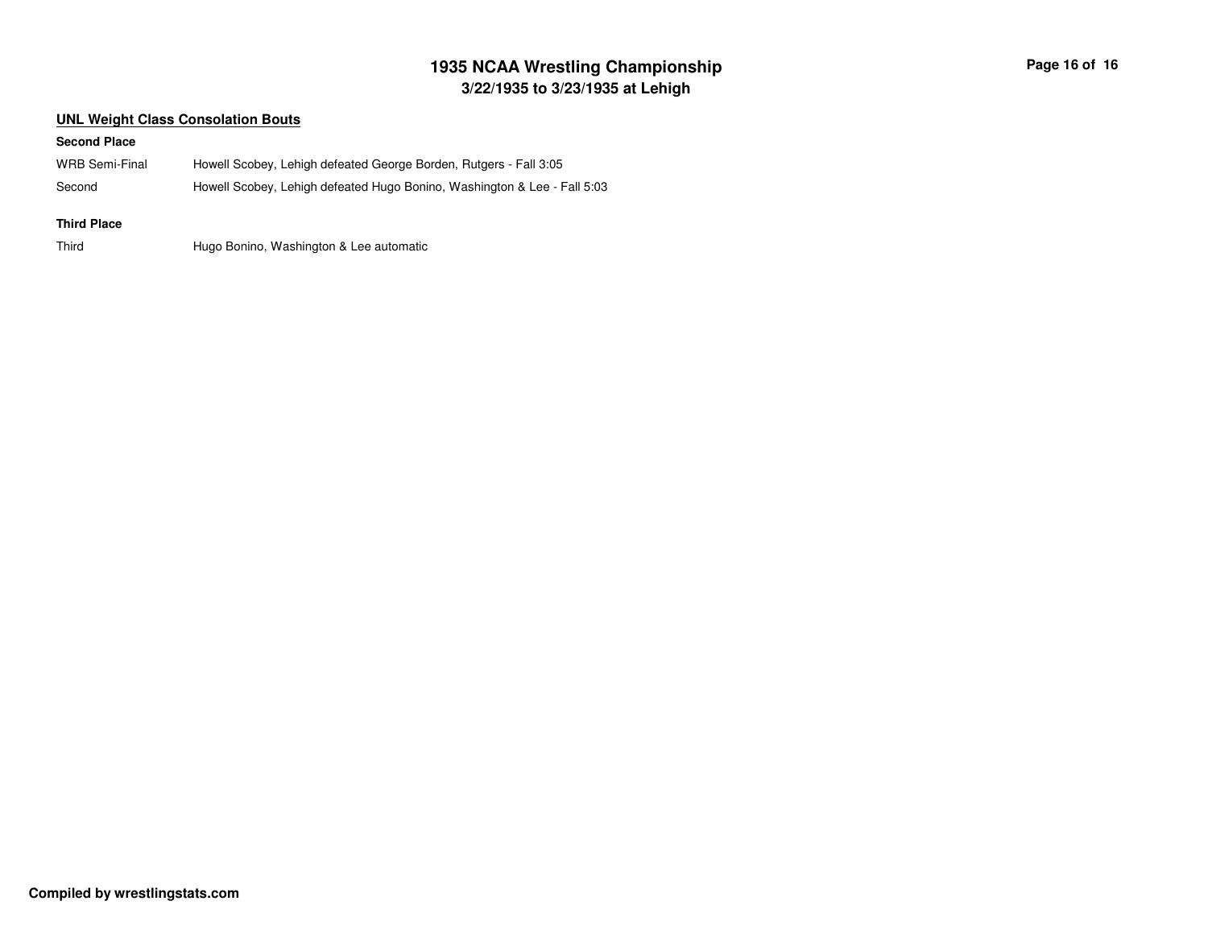## UNL Weight Class Consolation Bouts

### Second Place

| | |
|---|---|
| WRB Semi-Final | Howell Scobey, Lehigh defeated George Borden, Rutgers - Fall 3:05 |
| Second | Howell Scobey, Lehigh defeated Hugo Bonino, Washington & Lee - Fall 5:03 |

### Third Place

| | |
|---|---|
| Third | Hugo Bonino, Washington & Lee automatic |

**Compiled by wrestlingstats.com**